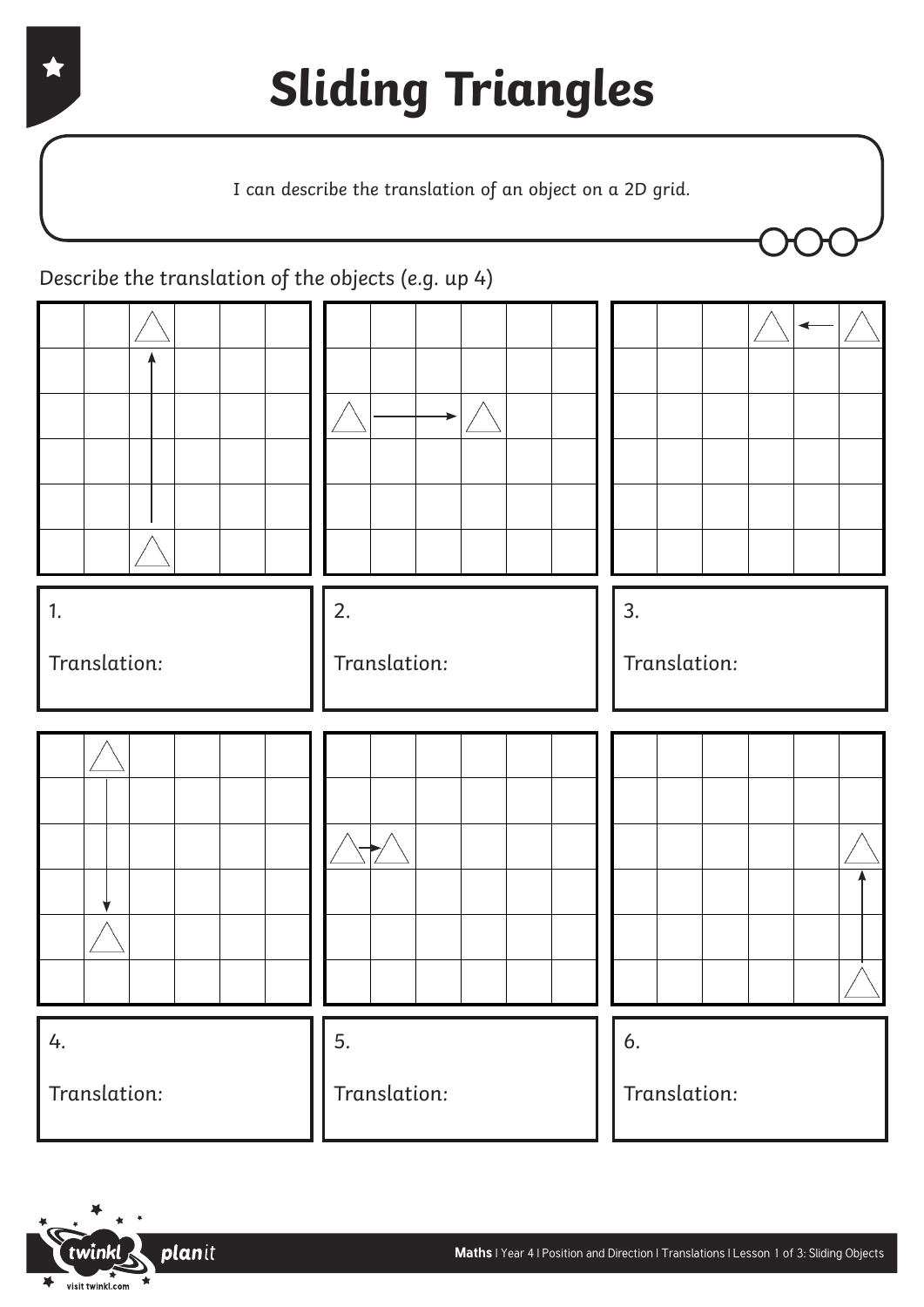# Sliding Triangles

I can describe the translation of an object on a 2D grid.

Describe the translation of the objects (e.g. up 4)

1.

Translation:

2.

Translation:

3.

Translation:

4.

Translation:

5.

Translation:

6.

Translation: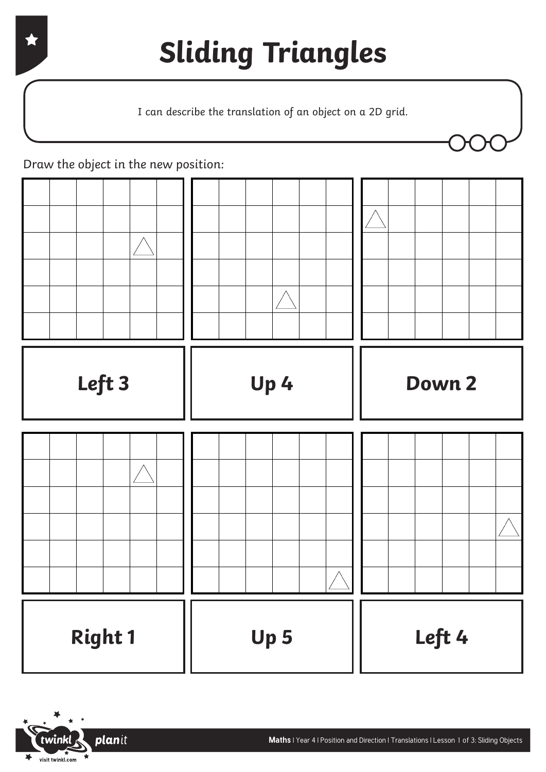# Sliding Triangles

I can describe the translation of an object on a 2D grid.

Draw the object in the new position:

**Left 3**

**Up 4**

**Down 2**

**Right 1**

**Up 5**

**Left 4**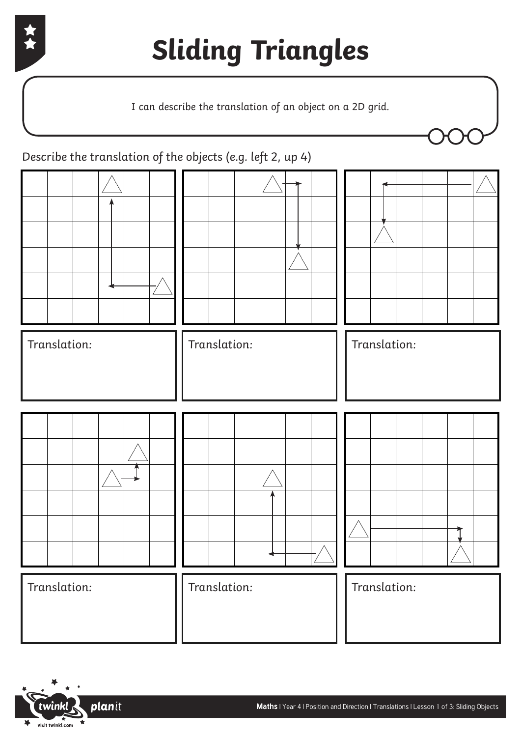# Sliding Triangles

I can describe the translation of an object on a 2D grid.

Describe the translation of the objects (e.g. left 2, up 4)

Translation:

Translation:

Translation:

Translation:

Translation:

Translation: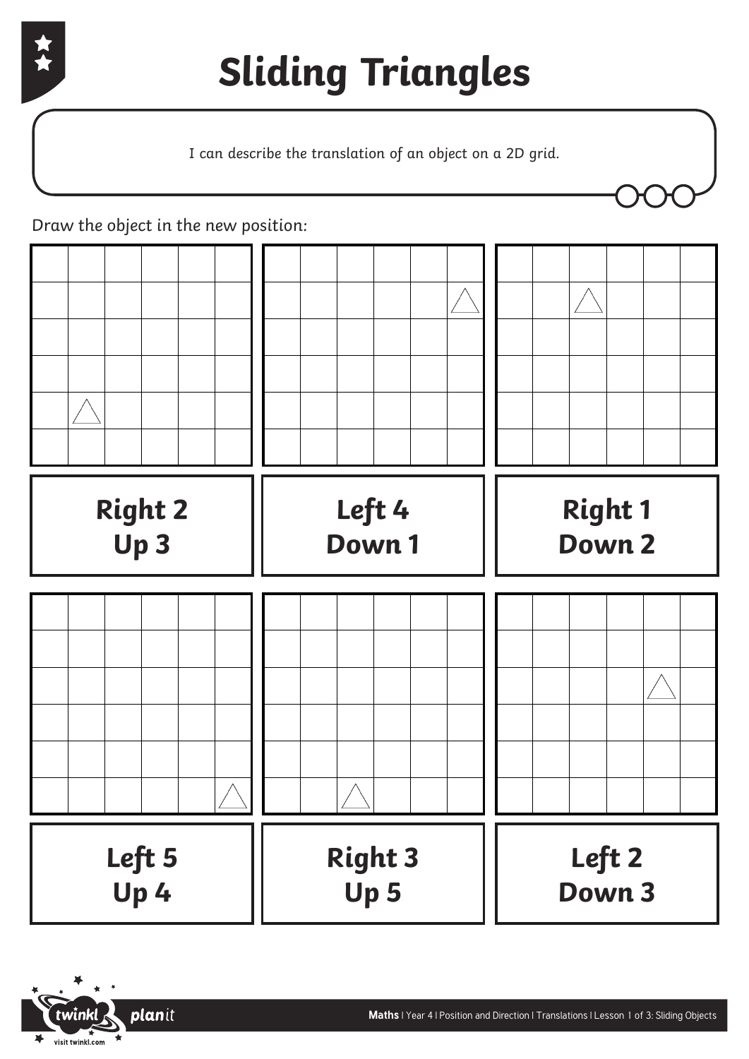# Sliding Triangles

I can describe the translation of an object on a 2D grid.

Draw the object in the new position:

**Right 2**
**Up 3**

**Left 4**
**Down 1**

**Right 1**
**Down 2**

**Left 5**
**Up 4**

**Right 3**
**Up 5**

**Left 2**
**Down 3**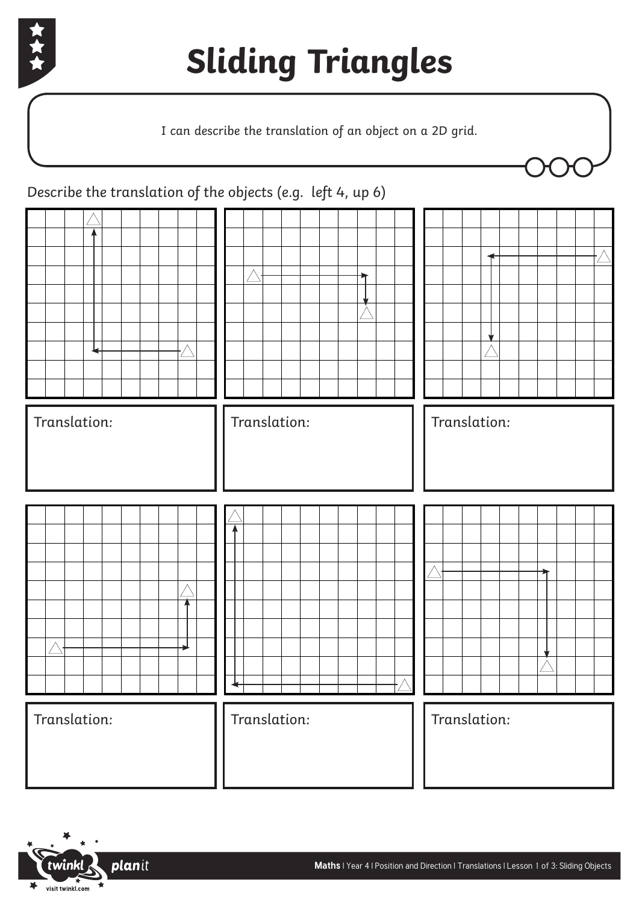# Sliding Triangles

I can describe the translation of an object on a 2D grid.

Describe the translation of the objects (e.g. left 4, up 6)

Translation:

Translation:

Translation:

Translation:

Translation:

Translation: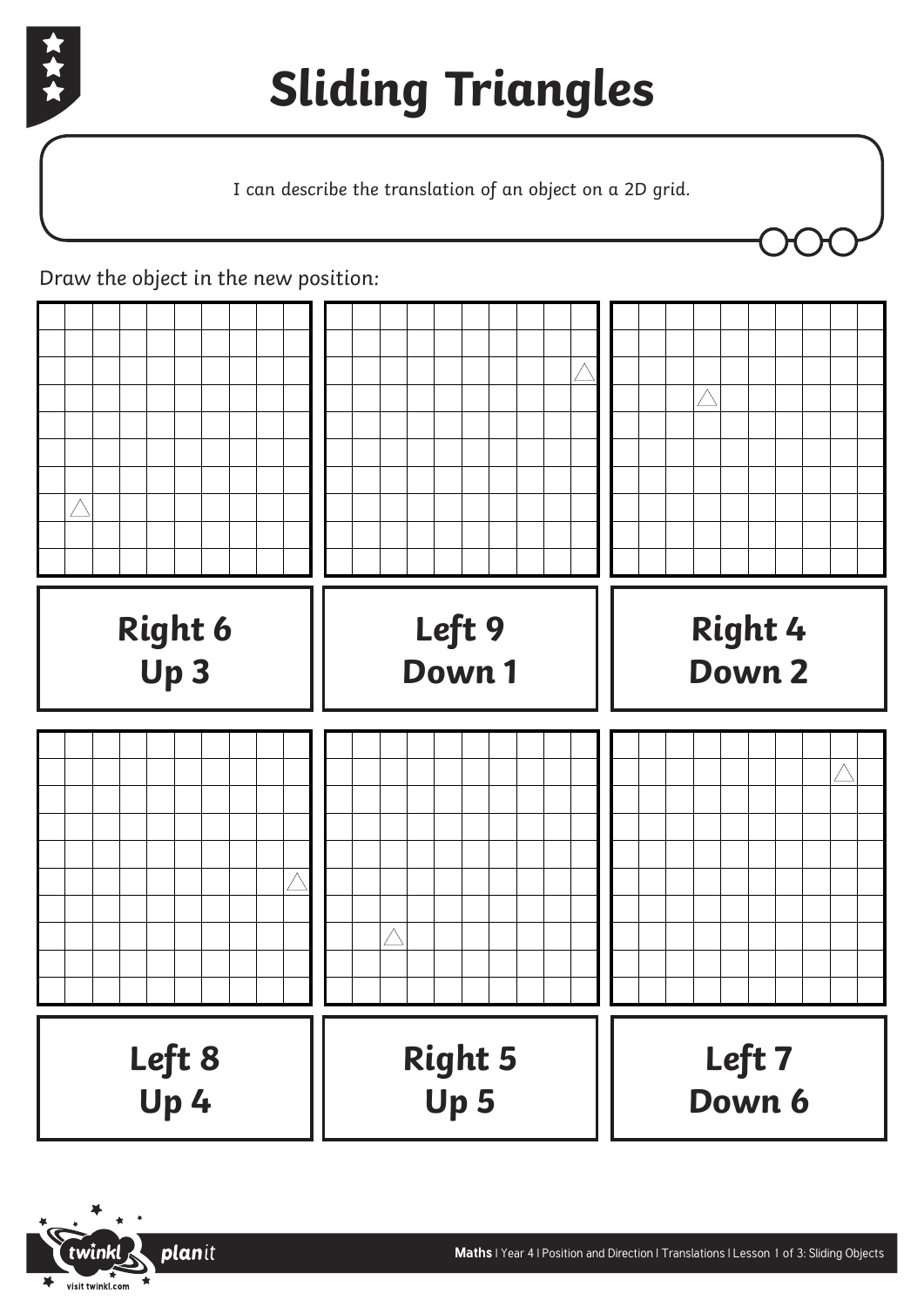# Sliding Triangles

I can describe the translation of an object on a 2D grid.

Draw the object in the new position:

**Right 6**
**Up 3**

**Left 9**
**Down 1**

**Right 4**
**Down 2**

**Left 8**
**Up 4**

**Right 5**
**Up 5**

**Left 7**
**Down 6**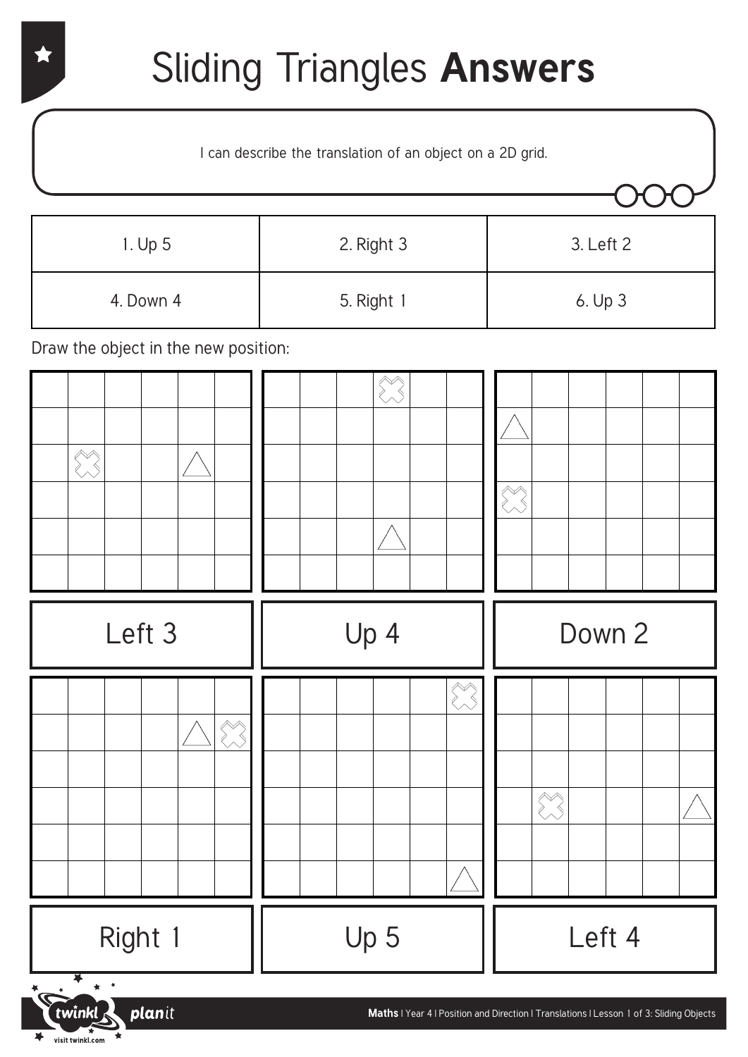# Sliding Triangles **Answers**

I can describe the translation of an object on a 2D grid.

| | | |
|---|---|---|
| 1. Up 5 | 2. Right 3 | 3. Left 2 |
| 4. Down 4 | 5. Right 1 | 6. Up 3 |

Draw the object in the new position:

| | | |
|---|---|---|
| Left 3 | Up 4 | Down 2 |
| Right 1 | Up 5 | Left 4 |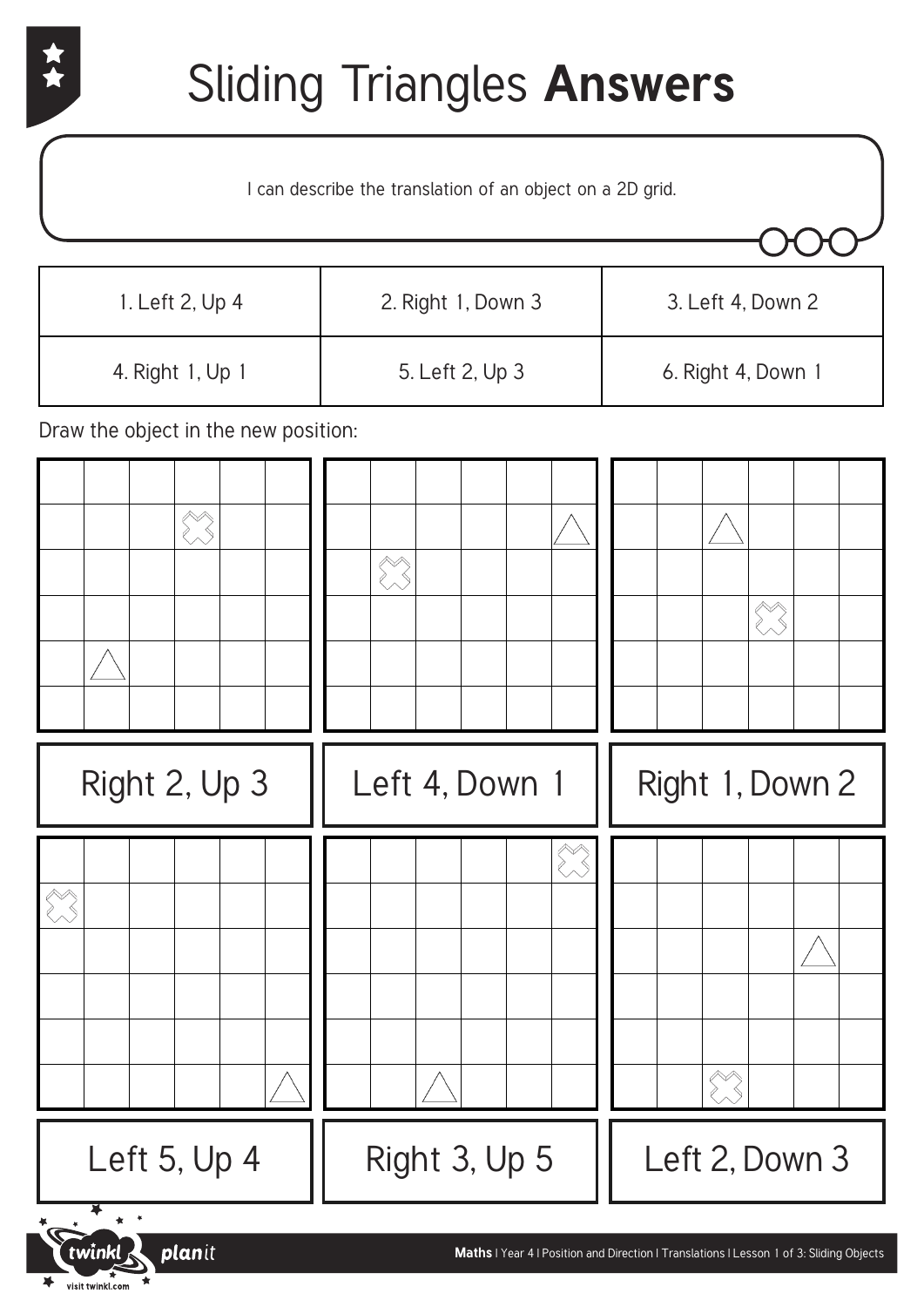# Sliding Triangles **Answers**

I can describe the translation of an object on a 2D grid.

| 1. Left 2, Up 4 | 2. Right 1, Down 3 | 3. Left 4, Down 2 |
| --- | --- | --- |
| 4. Right 1, Up 1 | 5. Left 2, Up 3 | 6. Right 4, Down 1 |

Draw the object in the new position:

Right 2, Up 3

Left 4, Down 1

Right 1, Down 2

Left 5, Up 4

Right 3, Up 5

Left 2, Down 3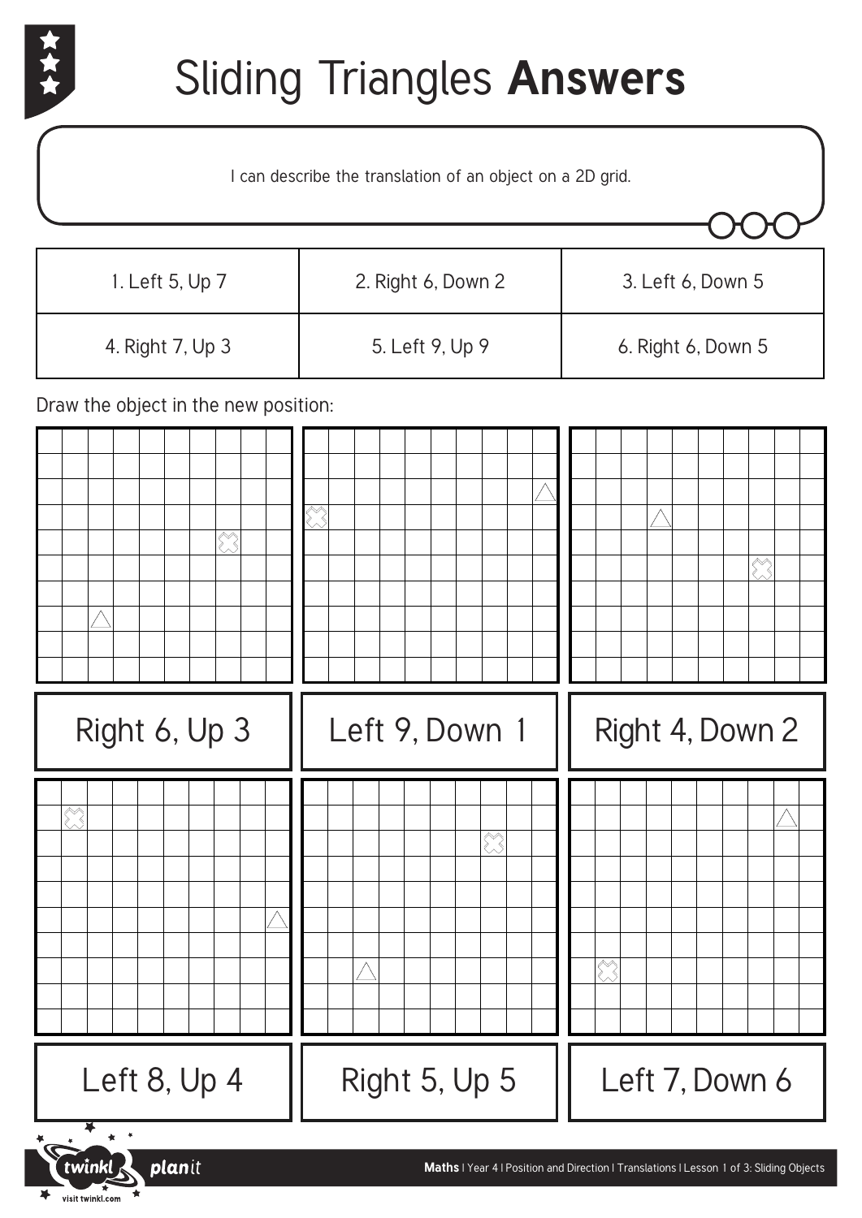# Sliding Triangles **Answers**

I can describe the translation of an object on a 2D grid.

| | | |
|---|---|---|
| 1. Left 5, Up 7 | 2. Right 6, Down 2 | 3. Left 6, Down 5 |
| 4. Right 7, Up 3 | 5. Left 9, Up 9 | 6. Right 6, Down 5 |

Draw the object in the new position:

Right 6, Up 3

Left 9, Down 1

Right 4, Down 2

Left 8, Up 4

Right 5, Up 5

Left 7, Down 6